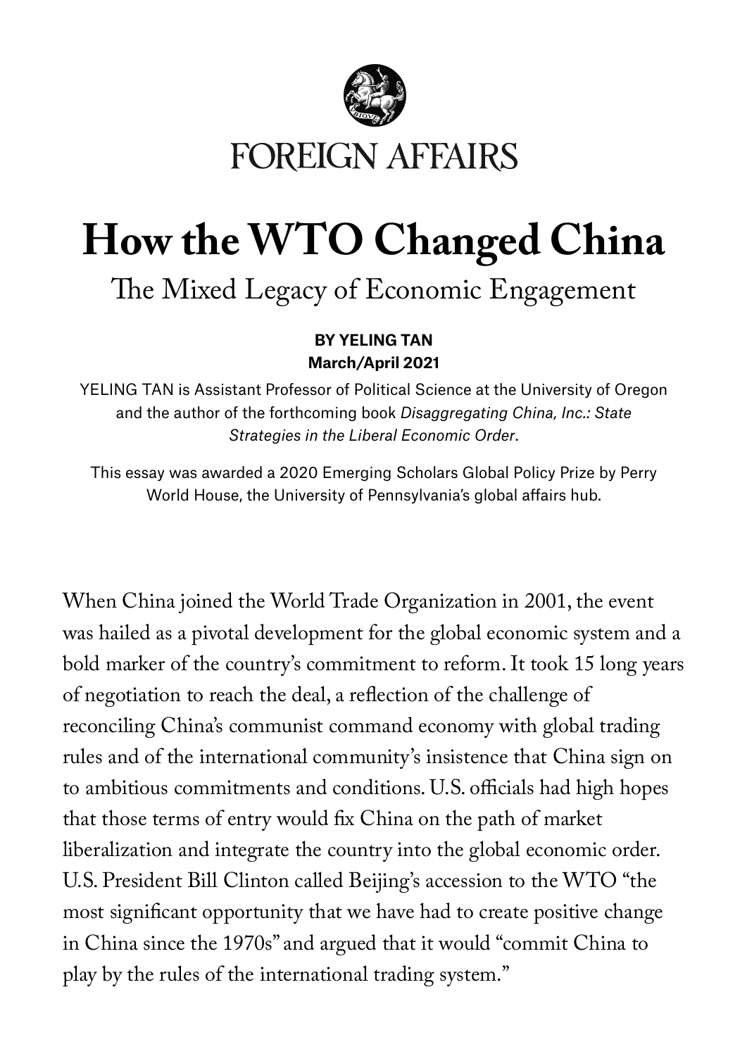FOREIGN AFFAIRS

# How the WTO Changed China

## The Mixed Legacy of Economic Engagement

**BY YELING TAN**
**March/April 2021**

YELING TAN is Assistant Professor of Political Science at the University of Oregon and the author of the forthcoming book *Disaggregating China, Inc.: State Strategies in the Liberal Economic Order*.

This essay was awarded a 2020 Emerging Scholars Global Policy Prize by Perry World House, the University of Pennsylvania's global affairs hub.

When China joined the World Trade Organization in 2001, the event was hailed as a pivotal development for the global economic system and a bold marker of the country's commitment to reform. It took 15 long years of negotiation to reach the deal, a reflection of the challenge of reconciling China's communist command economy with global trading rules and of the international community's insistence that China sign on to ambitious commitments and conditions. U.S. officials had high hopes that those terms of entry would fix China on the path of market liberalization and integrate the country into the global economic order. U.S. President Bill Clinton called Beijing's accession to the WTO "the most significant opportunity that we have had to create positive change in China since the 1970s" and argued that it would "commit China to play by the rules of the international trading system."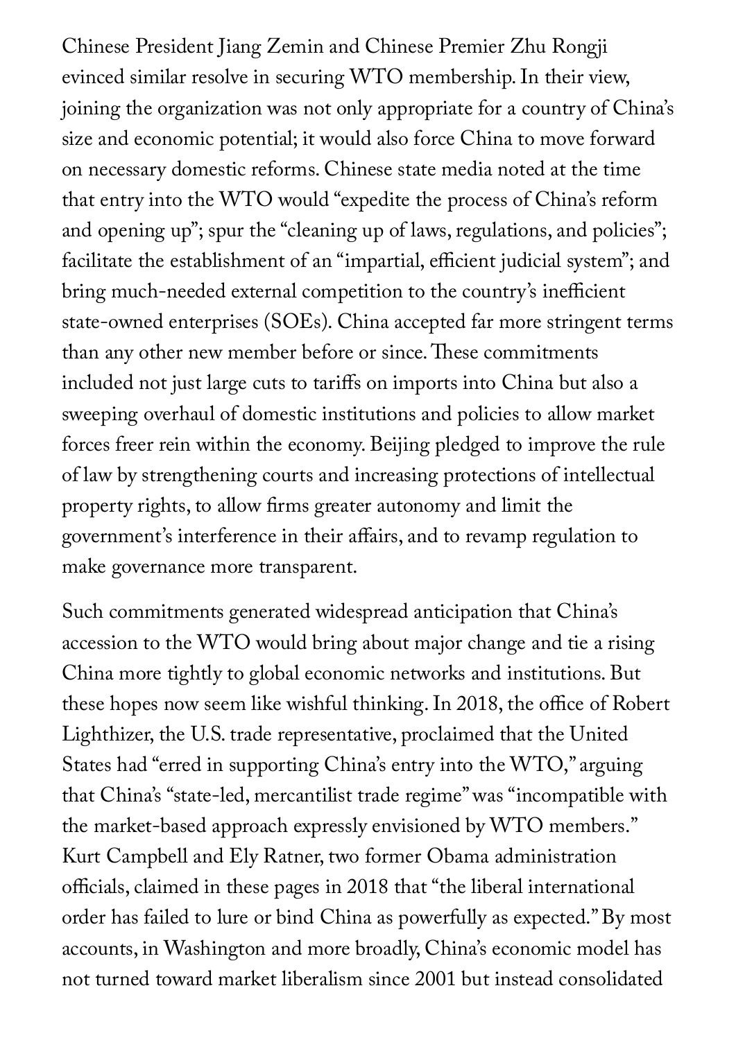Chinese President Jiang Zemin and Chinese Premier Zhu Rongji evinced similar resolve in securing WTO membership. In their view, joining the organization was not only appropriate for a country of China's size and economic potential; it would also force China to move forward on necessary domestic reforms. Chinese state media noted at the time that entry into the WTO would "expedite the process of China's reform and opening up"; spur the "cleaning up of laws, regulations, and policies"; facilitate the establishment of an "impartial, efficient judicial system"; and bring much-needed external competition to the country's inefficient state-owned enterprises (SOEs). China accepted far more stringent terms than any other new member before or since. These commitments included not just large cuts to tariffs on imports into China but also a sweeping overhaul of domestic institutions and policies to allow market forces freer rein within the economy. Beijing pledged to improve the rule of law by strengthening courts and increasing protections of intellectual property rights, to allow firms greater autonomy and limit the government's interference in their affairs, and to revamp regulation to make governance more transparent.

Such commitments generated widespread anticipation that China's accession to the WTO would bring about major change and tie a rising China more tightly to global economic networks and institutions. But these hopes now seem like wishful thinking. In 2018, the office of Robert Lighthizer, the U.S. trade representative, proclaimed that the United States had "erred in supporting China's entry into the WTO," arguing that China's "state-led, mercantilist trade regime" was "incompatible with the market-based approach expressly envisioned by WTO members." Kurt Campbell and Ely Ratner, two former Obama administration officials, claimed in these pages in 2018 that "the liberal international order has failed to lure or bind China as powerfully as expected." By most accounts, in Washington and more broadly, China's economic model has not turned toward market liberalism since 2001 but instead consolidated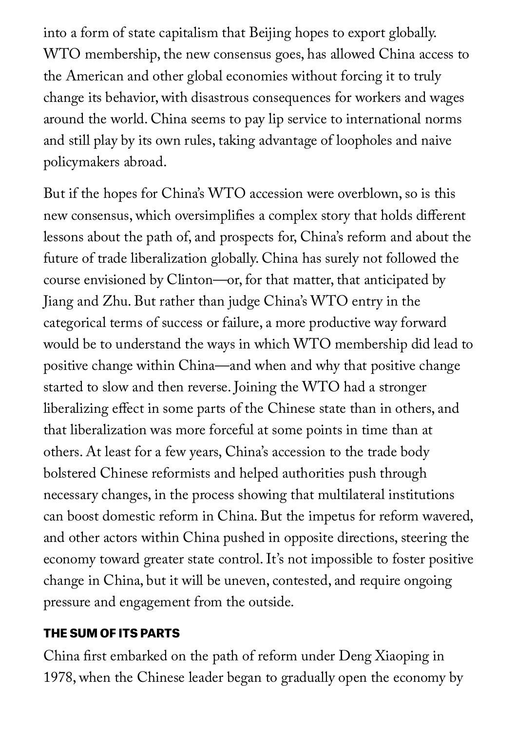into a form of state capitalism that Beijing hopes to export globally. WTO membership, the new consensus goes, has allowed China access to the American and other global economies without forcing it to truly change its behavior, with disastrous consequences for workers and wages around the world. China seems to pay lip service to international norms and still play by its own rules, taking advantage of loopholes and naive policymakers abroad.

But if the hopes for China's WTO accession were overblown, so is this new consensus, which oversimplifies a complex story that holds different lessons about the path of, and prospects for, China's reform and about the future of trade liberalization globally. China has surely not followed the course envisioned by Clinton—or, for that matter, that anticipated by Jiang and Zhu. But rather than judge China's WTO entry in the categorical terms of success or failure, a more productive way forward would be to understand the ways in which WTO membership did lead to positive change within China—and when and why that positive change started to slow and then reverse. Joining the WTO had a stronger liberalizing effect in some parts of the Chinese state than in others, and that liberalization was more forceful at some points in time than at others. At least for a few years, China's accession to the trade body bolstered Chinese reformists and helped authorities push through necessary changes, in the process showing that multilateral institutions can boost domestic reform in China. But the impetus for reform wavered, and other actors within China pushed in opposite directions, steering the economy toward greater state control. It's not impossible to foster positive change in China, but it will be uneven, contested, and require ongoing pressure and engagement from the outside.

## THE SUM OF ITS PARTS

China first embarked on the path of reform under Deng Xiaoping in 1978, when the Chinese leader began to gradually open the economy by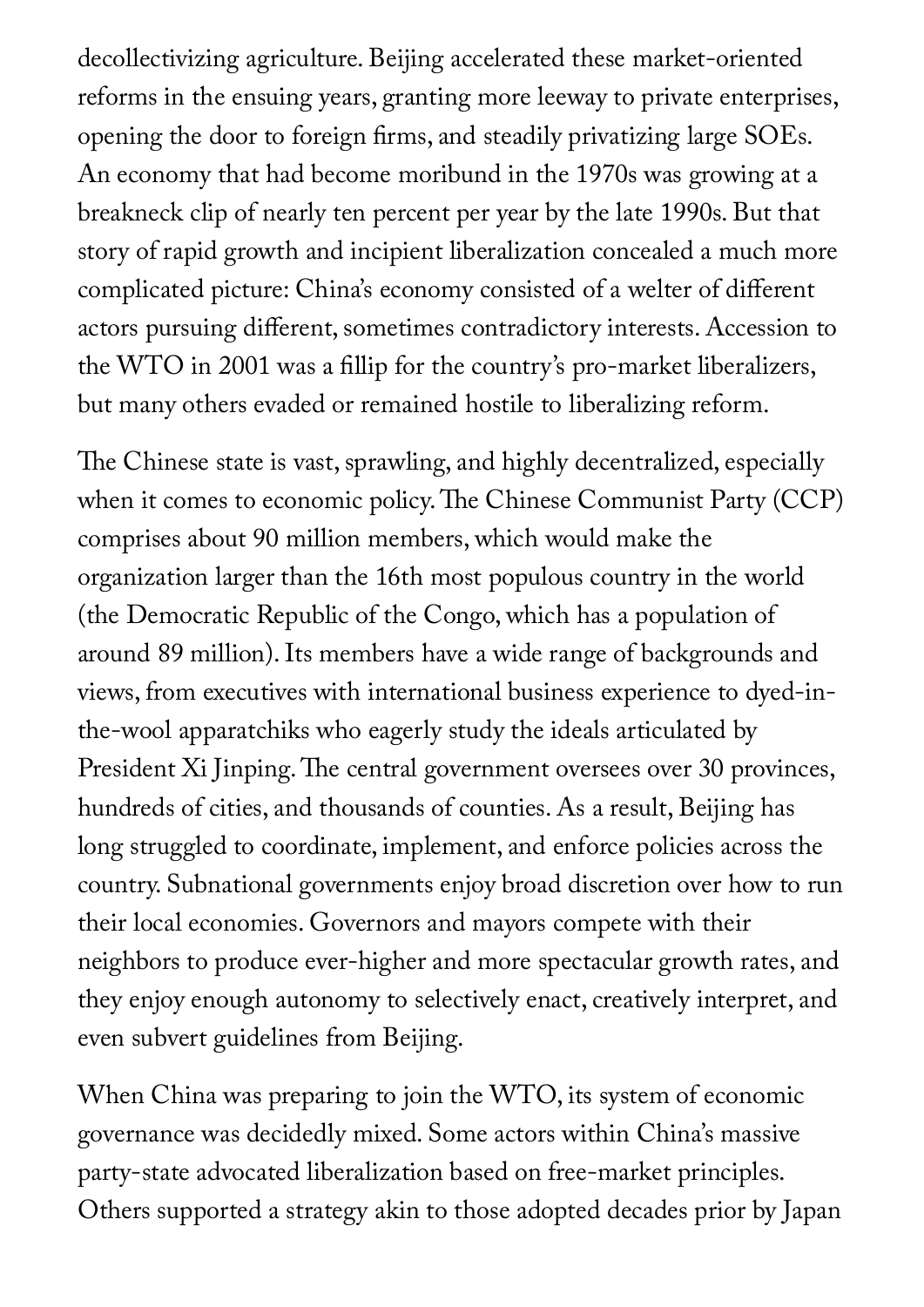decollectivizing agriculture. Beijing accelerated these market-oriented reforms in the ensuing years, granting more leeway to private enterprises, opening the door to foreign firms, and steadily privatizing large SOEs. An economy that had become moribund in the 1970s was growing at a breakneck clip of nearly ten percent per year by the late 1990s. But that story of rapid growth and incipient liberalization concealed a much more complicated picture: China's economy consisted of a welter of different actors pursuing different, sometimes contradictory interests. Accession to the WTO in 2001 was a fillip for the country's pro-market liberalizers, but many others evaded or remained hostile to liberalizing reform.

The Chinese state is vast, sprawling, and highly decentralized, especially when it comes to economic policy. The Chinese Communist Party (CCP) comprises about 90 million members, which would make the organization larger than the 16th most populous country in the world (the Democratic Republic of the Congo, which has a population of around 89 million). Its members have a wide range of backgrounds and views, from executives with international business experience to dyed-in-the-wool apparatchiks who eagerly study the ideals articulated by President Xi Jinping. The central government oversees over 30 provinces, hundreds of cities, and thousands of counties. As a result, Beijing has long struggled to coordinate, implement, and enforce policies across the country. Subnational governments enjoy broad discretion over how to run their local economies. Governors and mayors compete with their neighbors to produce ever-higher and more spectacular growth rates, and they enjoy enough autonomy to selectively enact, creatively interpret, and even subvert guidelines from Beijing.

When China was preparing to join the WTO, its system of economic governance was decidedly mixed. Some actors within China's massive party-state advocated liberalization based on free-market principles. Others supported a strategy akin to those adopted decades prior by Japan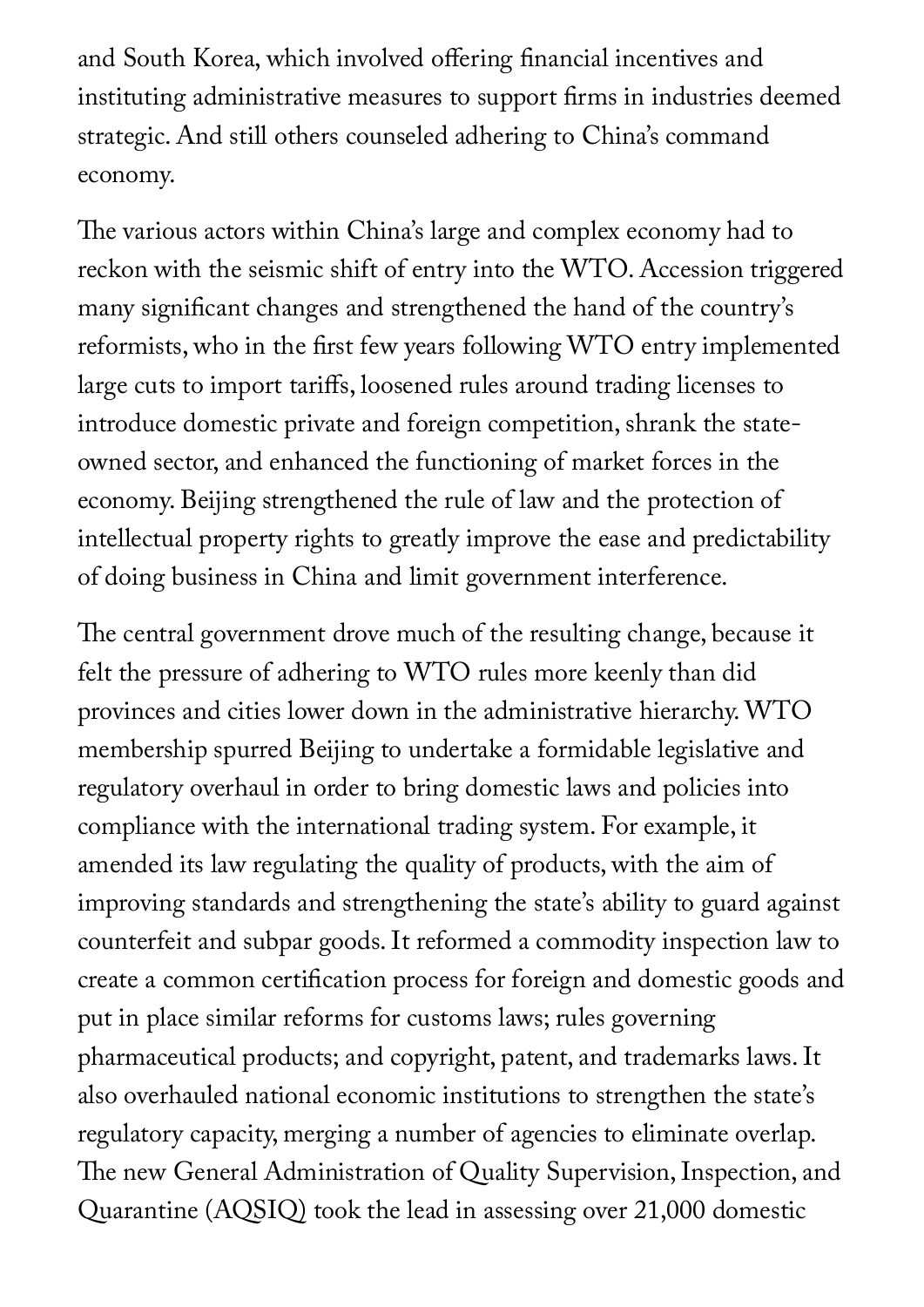and South Korea, which involved offering financial incentives and instituting administrative measures to support firms in industries deemed strategic. And still others counseled adhering to China's command economy.

The various actors within China's large and complex economy had to reckon with the seismic shift of entry into the WTO. Accession triggered many significant changes and strengthened the hand of the country's reformists, who in the first few years following WTO entry implemented large cuts to import tariffs, loosened rules around trading licenses to introduce domestic private and foreign competition, shrank the state-owned sector, and enhanced the functioning of market forces in the economy. Beijing strengthened the rule of law and the protection of intellectual property rights to greatly improve the ease and predictability of doing business in China and limit government interference.

The central government drove much of the resulting change, because it felt the pressure of adhering to WTO rules more keenly than did provinces and cities lower down in the administrative hierarchy. WTO membership spurred Beijing to undertake a formidable legislative and regulatory overhaul in order to bring domestic laws and policies into compliance with the international trading system. For example, it amended its law regulating the quality of products, with the aim of improving standards and strengthening the state's ability to guard against counterfeit and subpar goods. It reformed a commodity inspection law to create a common certification process for foreign and domestic goods and put in place similar reforms for customs laws; rules governing pharmaceutical products; and copyright, patent, and trademarks laws. It also overhauled national economic institutions to strengthen the state's regulatory capacity, merging a number of agencies to eliminate overlap. The new General Administration of Quality Supervision, Inspection, and Quarantine (AQSIQ) took the lead in assessing over 21,000 domestic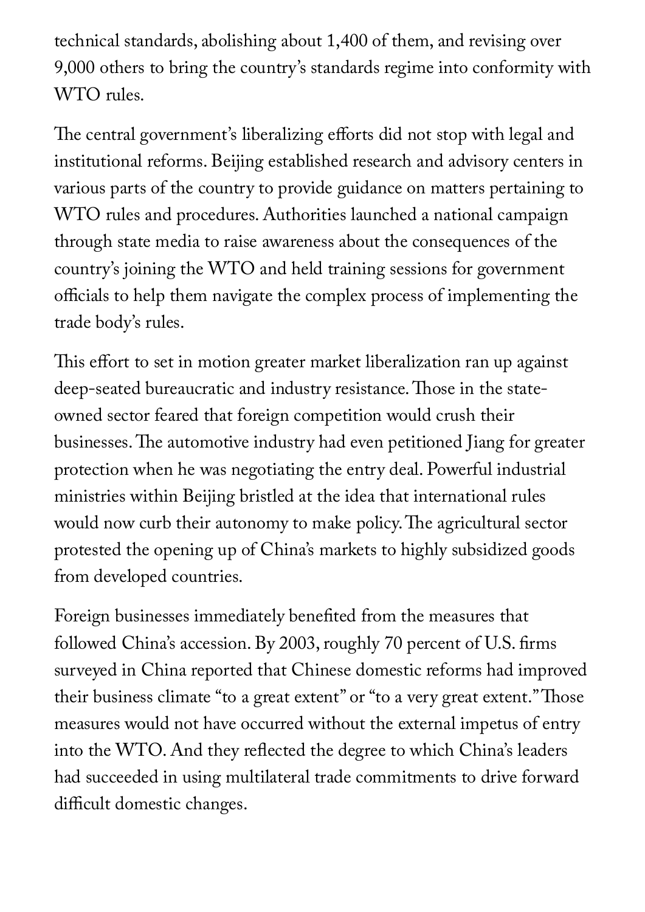technical standards, abolishing about 1,400 of them, and revising over 9,000 others to bring the country's standards regime into conformity with WTO rules.

The central government's liberalizing efforts did not stop with legal and institutional reforms. Beijing established research and advisory centers in various parts of the country to provide guidance on matters pertaining to WTO rules and procedures. Authorities launched a national campaign through state media to raise awareness about the consequences of the country's joining the WTO and held training sessions for government officials to help them navigate the complex process of implementing the trade body's rules.

This effort to set in motion greater market liberalization ran up against deep-seated bureaucratic and industry resistance. Those in the state-owned sector feared that foreign competition would crush their businesses. The automotive industry had even petitioned Jiang for greater protection when he was negotiating the entry deal. Powerful industrial ministries within Beijing bristled at the idea that international rules would now curb their autonomy to make policy. The agricultural sector protested the opening up of China's markets to highly subsidized goods from developed countries.

Foreign businesses immediately benefited from the measures that followed China's accession. By 2003, roughly 70 percent of U.S. firms surveyed in China reported that Chinese domestic reforms had improved their business climate "to a great extent" or "to a very great extent." Those measures would not have occurred without the external impetus of entry into the WTO. And they reflected the degree to which China's leaders had succeeded in using multilateral trade commitments to drive forward difficult domestic changes.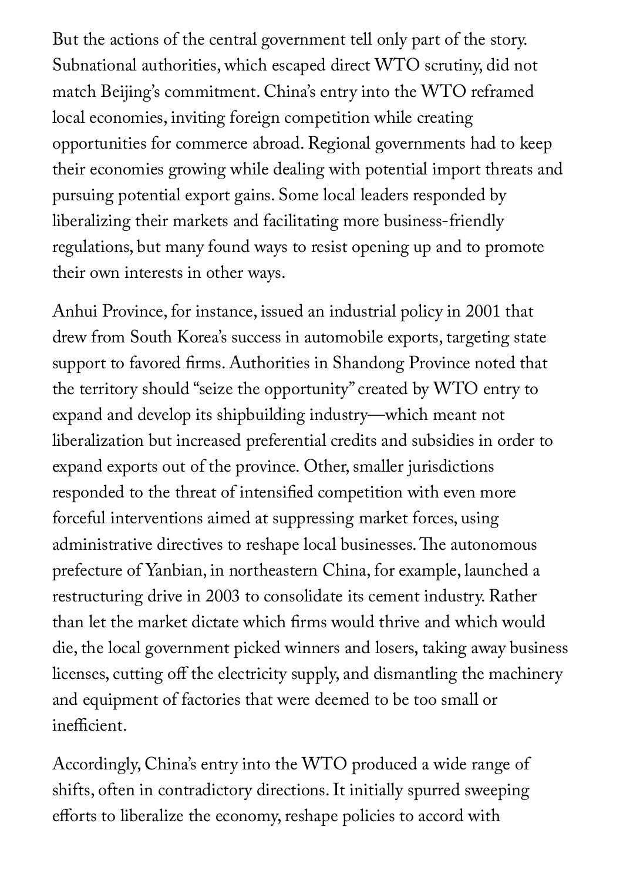But the actions of the central government tell only part of the story. Subnational authorities, which escaped direct WTO scrutiny, did not match Beijing's commitment. China's entry into the WTO reframed local economies, inviting foreign competition while creating opportunities for commerce abroad. Regional governments had to keep their economies growing while dealing with potential import threats and pursuing potential export gains. Some local leaders responded by liberalizing their markets and facilitating more business-friendly regulations, but many found ways to resist opening up and to promote their own interests in other ways.

Anhui Province, for instance, issued an industrial policy in 2001 that drew from South Korea's success in automobile exports, targeting state support to favored firms. Authorities in Shandong Province noted that the territory should "seize the opportunity" created by WTO entry to expand and develop its shipbuilding industry—which meant not liberalization but increased preferential credits and subsidies in order to expand exports out of the province. Other, smaller jurisdictions responded to the threat of intensified competition with even more forceful interventions aimed at suppressing market forces, using administrative directives to reshape local businesses. The autonomous prefecture of Yanbian, in northeastern China, for example, launched a restructuring drive in 2003 to consolidate its cement industry. Rather than let the market dictate which firms would thrive and which would die, the local government picked winners and losers, taking away business licenses, cutting off the electricity supply, and dismantling the machinery and equipment of factories that were deemed to be too small or inefficient.

Accordingly, China's entry into the WTO produced a wide range of shifts, often in contradictory directions. It initially spurred sweeping efforts to liberalize the economy, reshape policies to accord with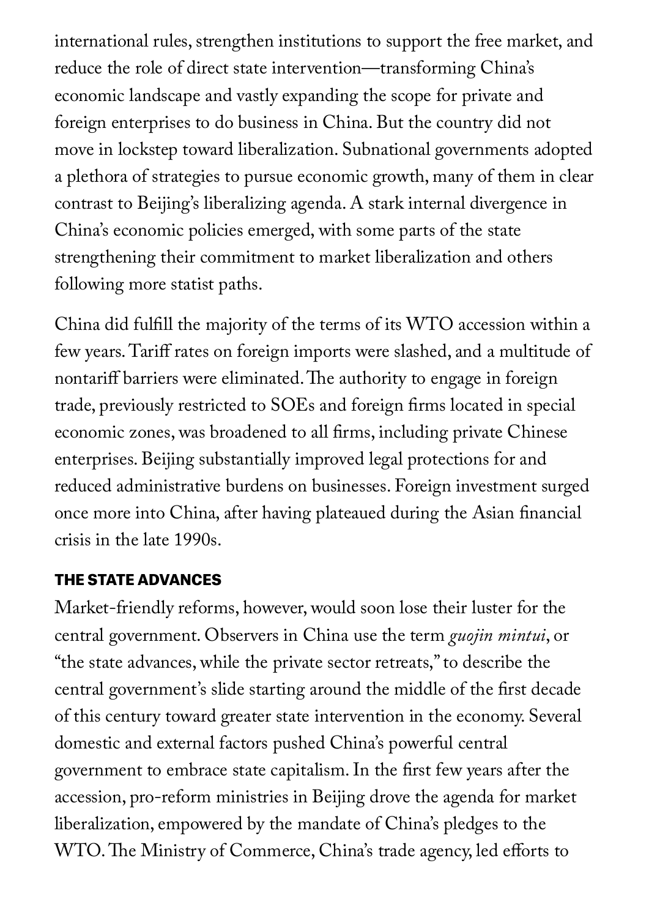international rules, strengthen institutions to support the free market, and reduce the role of direct state intervention—transforming China's economic landscape and vastly expanding the scope for private and foreign enterprises to do business in China. But the country did not move in lockstep toward liberalization. Subnational governments adopted a plethora of strategies to pursue economic growth, many of them in clear contrast to Beijing's liberalizing agenda. A stark internal divergence in China's economic policies emerged, with some parts of the state strengthening their commitment to market liberalization and others following more statist paths.

China did fulfill the majority of the terms of its WTO accession within a few years. Tariff rates on foreign imports were slashed, and a multitude of nontariff barriers were eliminated. The authority to engage in foreign trade, previously restricted to SOEs and foreign firms located in special economic zones, was broadened to all firms, including private Chinese enterprises. Beijing substantially improved legal protections for and reduced administrative burdens on businesses. Foreign investment surged once more into China, after having plateaued during the Asian financial crisis in the late 1990s.

### THE STATE ADVANCES

Market-friendly reforms, however, would soon lose their luster for the central government. Observers in China use the term *guojin mintui*, or "the state advances, while the private sector retreats," to describe the central government's slide starting around the middle of the first decade of this century toward greater state intervention in the economy. Several domestic and external factors pushed China's powerful central government to embrace state capitalism. In the first few years after the accession, pro-reform ministries in Beijing drove the agenda for market liberalization, empowered by the mandate of China's pledges to the WTO. The Ministry of Commerce, China's trade agency, led efforts to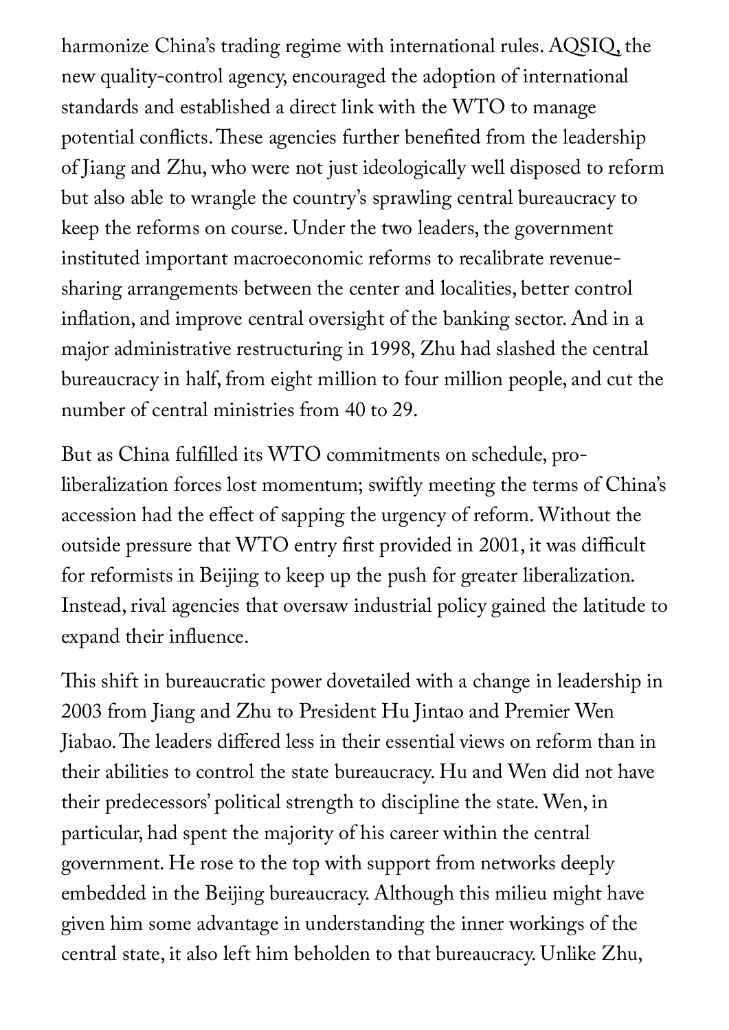harmonize China's trading regime with international rules. AQSIQ, the new quality-control agency, encouraged the adoption of international standards and established a direct link with the WTO to manage potential conflicts. These agencies further benefited from the leadership of Jiang and Zhu, who were not just ideologically well disposed to reform but also able to wrangle the country's sprawling central bureaucracy to keep the reforms on course. Under the two leaders, the government instituted important macroeconomic reforms to recalibrate revenue-sharing arrangements between the center and localities, better control inflation, and improve central oversight of the banking sector. And in a major administrative restructuring in 1998, Zhu had slashed the central bureaucracy in half, from eight million to four million people, and cut the number of central ministries from 40 to 29.

But as China fulfilled its WTO commitments on schedule, pro-liberalization forces lost momentum; swiftly meeting the terms of China's accession had the effect of sapping the urgency of reform. Without the outside pressure that WTO entry first provided in 2001, it was difficult for reformists in Beijing to keep up the push for greater liberalization. Instead, rival agencies that oversaw industrial policy gained the latitude to expand their influence.

This shift in bureaucratic power dovetailed with a change in leadership in 2003 from Jiang and Zhu to President Hu Jintao and Premier Wen Jiabao. The leaders differed less in their essential views on reform than in their abilities to control the state bureaucracy. Hu and Wen did not have their predecessors' political strength to discipline the state. Wen, in particular, had spent the majority of his career within the central government. He rose to the top with support from networks deeply embedded in the Beijing bureaucracy. Although this milieu might have given him some advantage in understanding the inner workings of the central state, it also left him beholden to that bureaucracy. Unlike Zhu,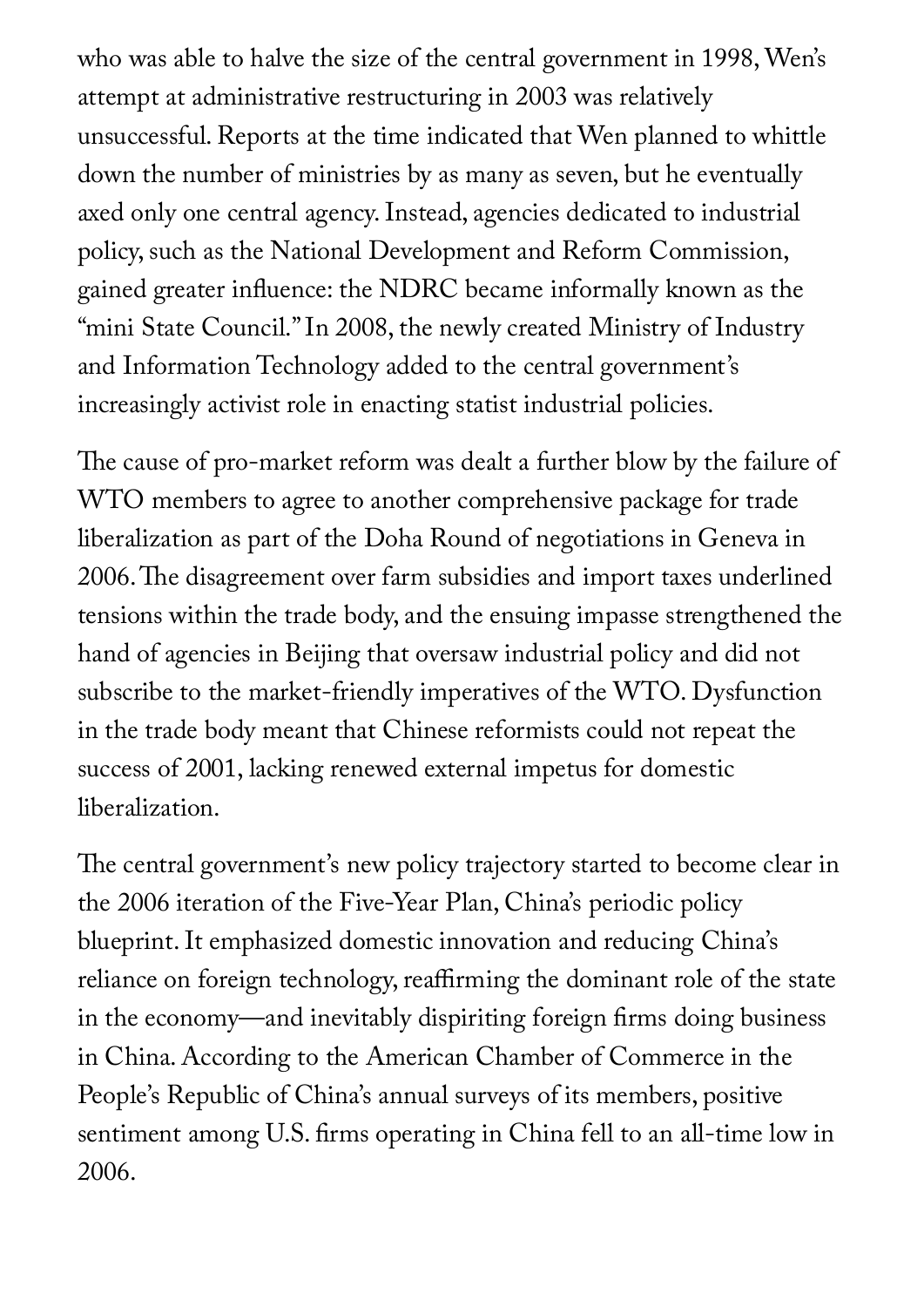who was able to halve the size of the central government in 1998, Wen's attempt at administrative restructuring in 2003 was relatively unsuccessful. Reports at the time indicated that Wen planned to whittle down the number of ministries by as many as seven, but he eventually axed only one central agency. Instead, agencies dedicated to industrial policy, such as the National Development and Reform Commission, gained greater influence: the NDRC became informally known as the "mini State Council." In 2008, the newly created Ministry of Industry and Information Technology added to the central government's increasingly activist role in enacting statist industrial policies.

The cause of pro-market reform was dealt a further blow by the failure of WTO members to agree to another comprehensive package for trade liberalization as part of the Doha Round of negotiations in Geneva in 2006. The disagreement over farm subsidies and import taxes underlined tensions within the trade body, and the ensuing impasse strengthened the hand of agencies in Beijing that oversaw industrial policy and did not subscribe to the market-friendly imperatives of the WTO. Dysfunction in the trade body meant that Chinese reformists could not repeat the success of 2001, lacking renewed external impetus for domestic liberalization.

The central government's new policy trajectory started to become clear in the 2006 iteration of the Five-Year Plan, China's periodic policy blueprint. It emphasized domestic innovation and reducing China's reliance on foreign technology, reaffirming the dominant role of the state in the economy—and inevitably dispiriting foreign firms doing business in China. According to the American Chamber of Commerce in the People's Republic of China's annual surveys of its members, positive sentiment among U.S. firms operating in China fell to an all-time low in 2006.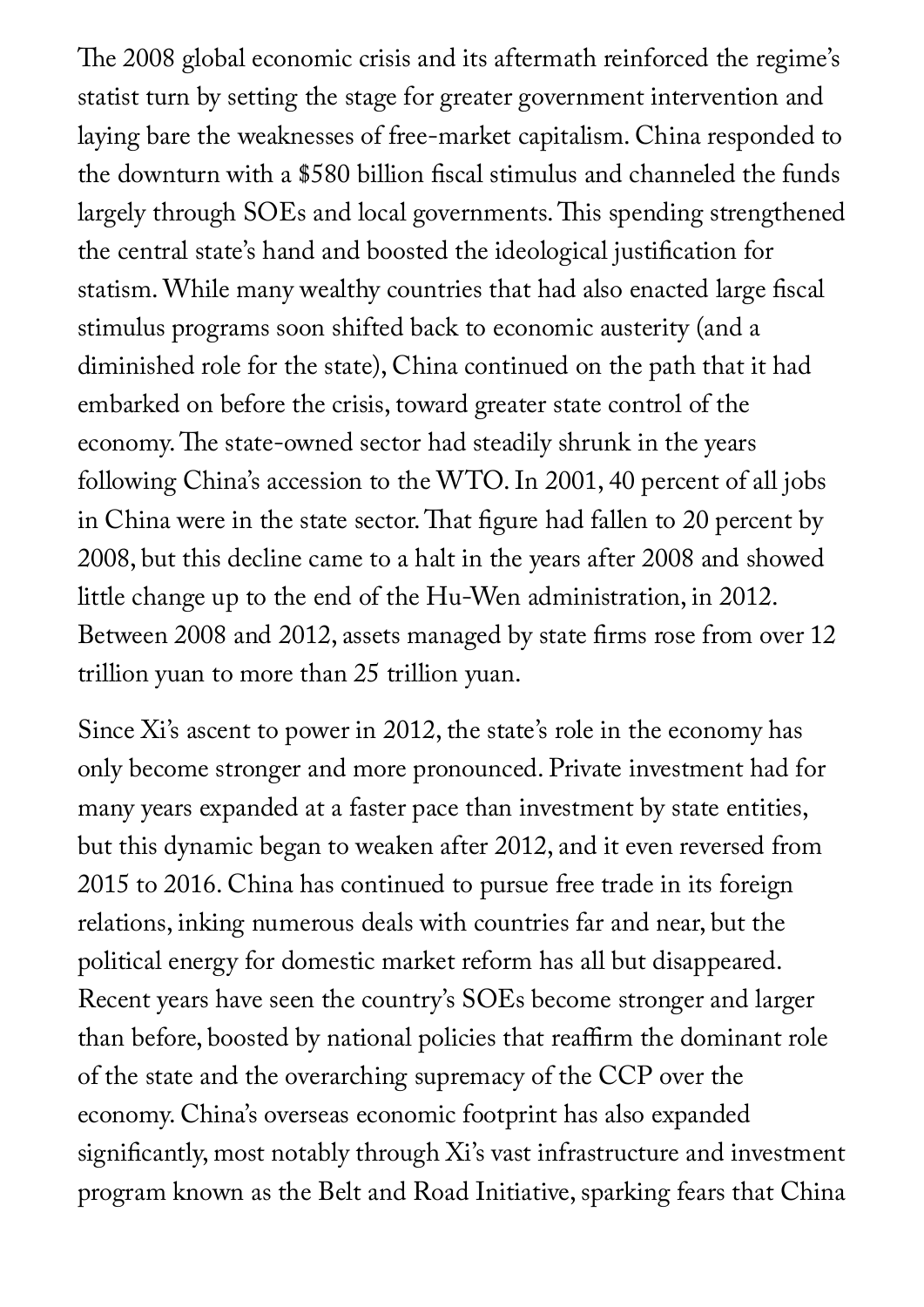The 2008 global economic crisis and its aftermath reinforced the regime's statist turn by setting the stage for greater government intervention and laying bare the weaknesses of free-market capitalism. China responded to the downturn with a $580 billion fiscal stimulus and channeled the funds largely through SOEs and local governments. This spending strengthened the central state's hand and boosted the ideological justification for statism. While many wealthy countries that had also enacted large fiscal stimulus programs soon shifted back to economic austerity (and a diminished role for the state), China continued on the path that it had embarked on before the crisis, toward greater state control of the economy. The state-owned sector had steadily shrunk in the years following China's accession to the WTO. In 2001, 40 percent of all jobs in China were in the state sector. That figure had fallen to 20 percent by 2008, but this decline came to a halt in the years after 2008 and showed little change up to the end of the Hu-Wen administration, in 2012. Between 2008 and 2012, assets managed by state firms rose from over 12 trillion yuan to more than 25 trillion yuan.

Since Xi's ascent to power in 2012, the state's role in the economy has only become stronger and more pronounced. Private investment had for many years expanded at a faster pace than investment by state entities, but this dynamic began to weaken after 2012, and it even reversed from 2015 to 2016. China has continued to pursue free trade in its foreign relations, inking numerous deals with countries far and near, but the political energy for domestic market reform has all but disappeared. Recent years have seen the country's SOEs become stronger and larger than before, boosted by national policies that reaffirm the dominant role of the state and the overarching supremacy of the CCP over the economy. China's overseas economic footprint has also expanded significantly, most notably through Xi's vast infrastructure and investment program known as the Belt and Road Initiative, sparking fears that China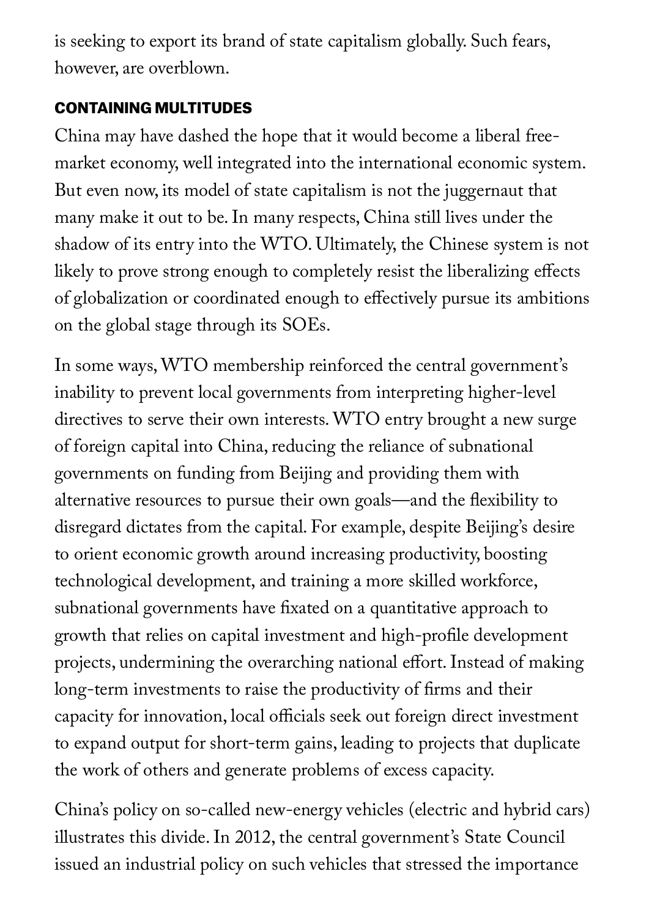is seeking to export its brand of state capitalism globally. Such fears, however, are overblown.

## CONTAINING MULTITUDES

China may have dashed the hope that it would become a liberal free-market economy, well integrated into the international economic system. But even now, its model of state capitalism is not the juggernaut that many make it out to be. In many respects, China still lives under the shadow of its entry into the WTO. Ultimately, the Chinese system is not likely to prove strong enough to completely resist the liberalizing effects of globalization or coordinated enough to effectively pursue its ambitions on the global stage through its SOEs.

In some ways, WTO membership reinforced the central government's inability to prevent local governments from interpreting higher-level directives to serve their own interests. WTO entry brought a new surge of foreign capital into China, reducing the reliance of subnational governments on funding from Beijing and providing them with alternative resources to pursue their own goals—and the flexibility to disregard dictates from the capital. For example, despite Beijing's desire to orient economic growth around increasing productivity, boosting technological development, and training a more skilled workforce, subnational governments have fixated on a quantitative approach to growth that relies on capital investment and high-profile development projects, undermining the overarching national effort. Instead of making long-term investments to raise the productivity of firms and their capacity for innovation, local officials seek out foreign direct investment to expand output for short-term gains, leading to projects that duplicate the work of others and generate problems of excess capacity.

China's policy on so-called new-energy vehicles (electric and hybrid cars) illustrates this divide. In 2012, the central government's State Council issued an industrial policy on such vehicles that stressed the importance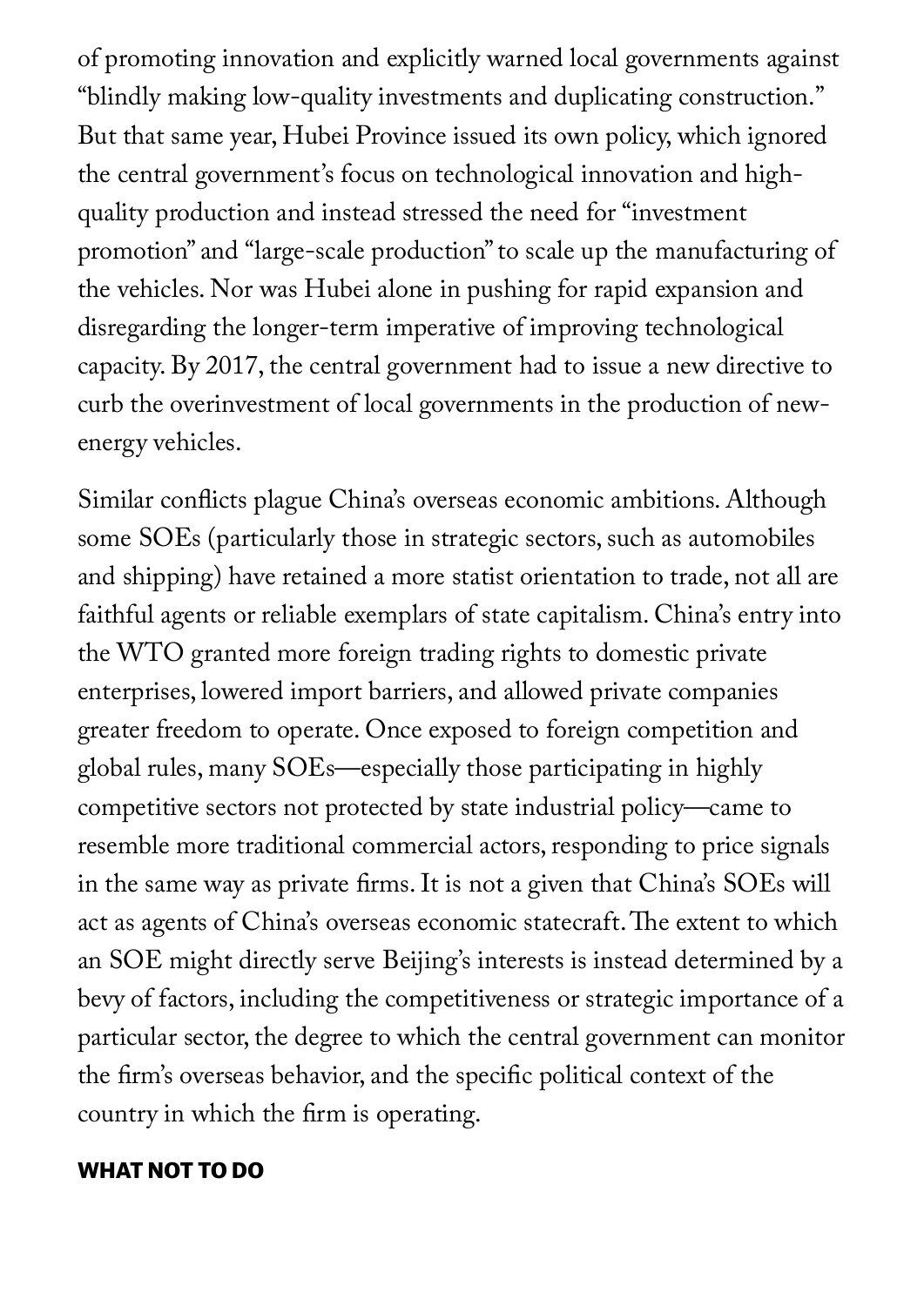of promoting innovation and explicitly warned local governments against "blindly making low-quality investments and duplicating construction." But that same year, Hubei Province issued its own policy, which ignored the central government's focus on technological innovation and high-quality production and instead stressed the need for "investment promotion" and "large-scale production" to scale up the manufacturing of the vehicles. Nor was Hubei alone in pushing for rapid expansion and disregarding the longer-term imperative of improving technological capacity. By 2017, the central government had to issue a new directive to curb the overinvestment of local governments in the production of new-energy vehicles.

Similar conflicts plague China's overseas economic ambitions. Although some SOEs (particularly those in strategic sectors, such as automobiles and shipping) have retained a more statist orientation to trade, not all are faithful agents or reliable exemplars of state capitalism. China's entry into the WTO granted more foreign trading rights to domestic private enterprises, lowered import barriers, and allowed private companies greater freedom to operate. Once exposed to foreign competition and global rules, many SOEs—especially those participating in highly competitive sectors not protected by state industrial policy—came to resemble more traditional commercial actors, responding to price signals in the same way as private firms. It is not a given that China's SOEs will act as agents of China's overseas economic statecraft. The extent to which an SOE might directly serve Beijing's interests is instead determined by a bevy of factors, including the competitiveness or strategic importance of a particular sector, the degree to which the central government can monitor the firm's overseas behavior, and the specific political context of the country in which the firm is operating.

## WHAT NOT TO DO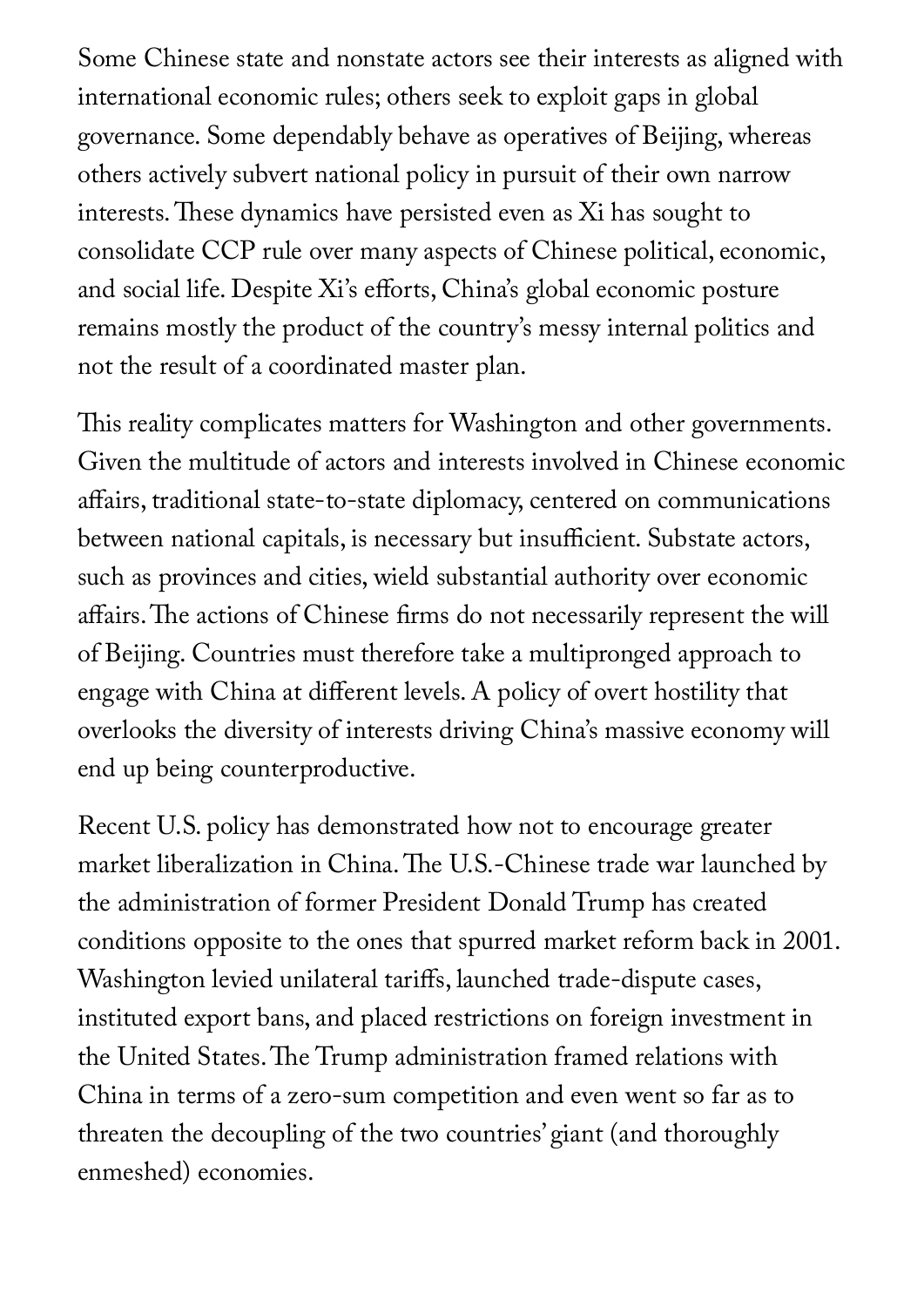Some Chinese state and nonstate actors see their interests as aligned with international economic rules; others seek to exploit gaps in global governance. Some dependably behave as operatives of Beijing, whereas others actively subvert national policy in pursuit of their own narrow interests. These dynamics have persisted even as Xi has sought to consolidate CCP rule over many aspects of Chinese political, economic, and social life. Despite Xi's efforts, China's global economic posture remains mostly the product of the country's messy internal politics and not the result of a coordinated master plan.

This reality complicates matters for Washington and other governments. Given the multitude of actors and interests involved in Chinese economic affairs, traditional state-to-state diplomacy, centered on communications between national capitals, is necessary but insufficient. Substate actors, such as provinces and cities, wield substantial authority over economic affairs. The actions of Chinese firms do not necessarily represent the will of Beijing. Countries must therefore take a multipronged approach to engage with China at different levels. A policy of overt hostility that overlooks the diversity of interests driving China's massive economy will end up being counterproductive.

Recent U.S. policy has demonstrated how not to encourage greater market liberalization in China. The U.S.-Chinese trade war launched by the administration of former President Donald Trump has created conditions opposite to the ones that spurred market reform back in 2001. Washington levied unilateral tariffs, launched trade-dispute cases, instituted export bans, and placed restrictions on foreign investment in the United States. The Trump administration framed relations with China in terms of a zero-sum competition and even went so far as to threaten the decoupling of the two countries' giant (and thoroughly enmeshed) economies.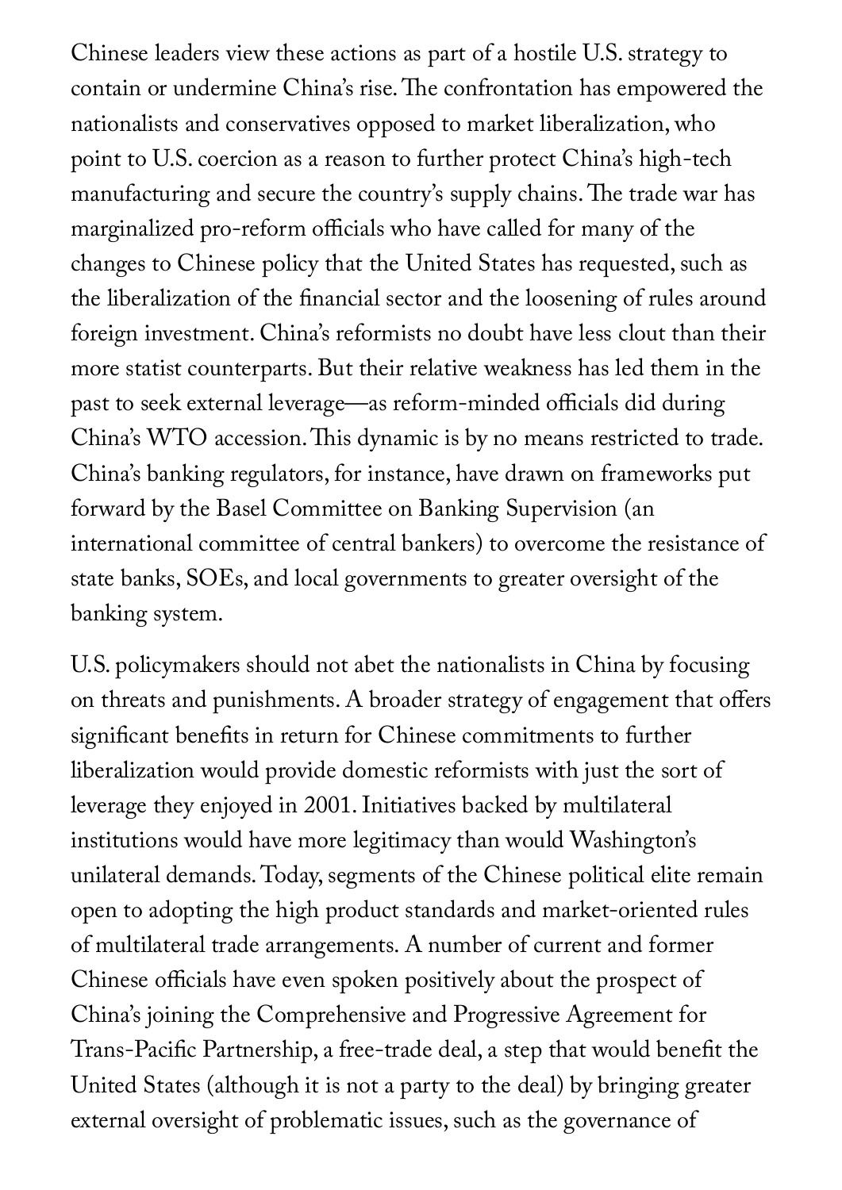Chinese leaders view these actions as part of a hostile U.S. strategy to contain or undermine China's rise. The confrontation has empowered the nationalists and conservatives opposed to market liberalization, who point to U.S. coercion as a reason to further protect China's high-tech manufacturing and secure the country's supply chains. The trade war has marginalized pro-reform officials who have called for many of the changes to Chinese policy that the United States has requested, such as the liberalization of the financial sector and the loosening of rules around foreign investment. China's reformists no doubt have less clout than their more statist counterparts. But their relative weakness has led them in the past to seek external leverage—as reform-minded officials did during China's WTO accession. This dynamic is by no means restricted to trade. China's banking regulators, for instance, have drawn on frameworks put forward by the Basel Committee on Banking Supervision (an international committee of central bankers) to overcome the resistance of state banks, SOEs, and local governments to greater oversight of the banking system.

U.S. policymakers should not abet the nationalists in China by focusing on threats and punishments. A broader strategy of engagement that offers significant benefits in return for Chinese commitments to further liberalization would provide domestic reformists with just the sort of leverage they enjoyed in 2001. Initiatives backed by multilateral institutions would have more legitimacy than would Washington's unilateral demands. Today, segments of the Chinese political elite remain open to adopting the high product standards and market-oriented rules of multilateral trade arrangements. A number of current and former Chinese officials have even spoken positively about the prospect of China's joining the Comprehensive and Progressive Agreement for Trans-Pacific Partnership, a free-trade deal, a step that would benefit the United States (although it is not a party to the deal) by bringing greater external oversight of problematic issues, such as the governance of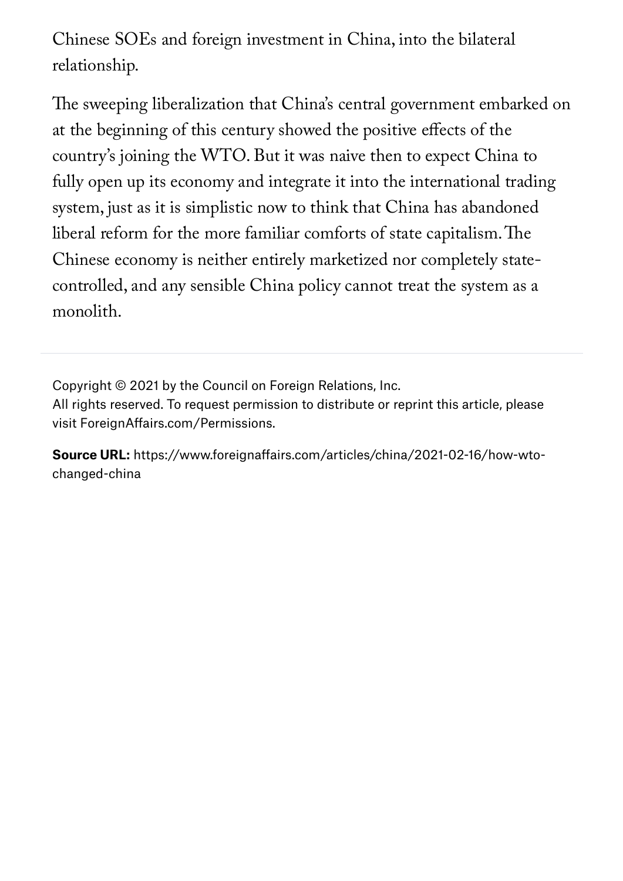Chinese SOEs and foreign investment in China, into the bilateral relationship.

The sweeping liberalization that China's central government embarked on at the beginning of this century showed the positive effects of the country's joining the WTO. But it was naive then to expect China to fully open up its economy and integrate it into the international trading system, just as it is simplistic now to think that China has abandoned liberal reform for the more familiar comforts of state capitalism. The Chinese economy is neither entirely marketized nor completely state-controlled, and any sensible China policy cannot treat the system as a monolith.

---

Copyright © 2021 by the Council on Foreign Relations, Inc.
All rights reserved. To request permission to distribute or reprint this article, please visit ForeignAffairs.com/Permissions.

**Source URL:** https://www.foreignaffairs.com/articles/china/2021-02-16/how-wto-changed-china